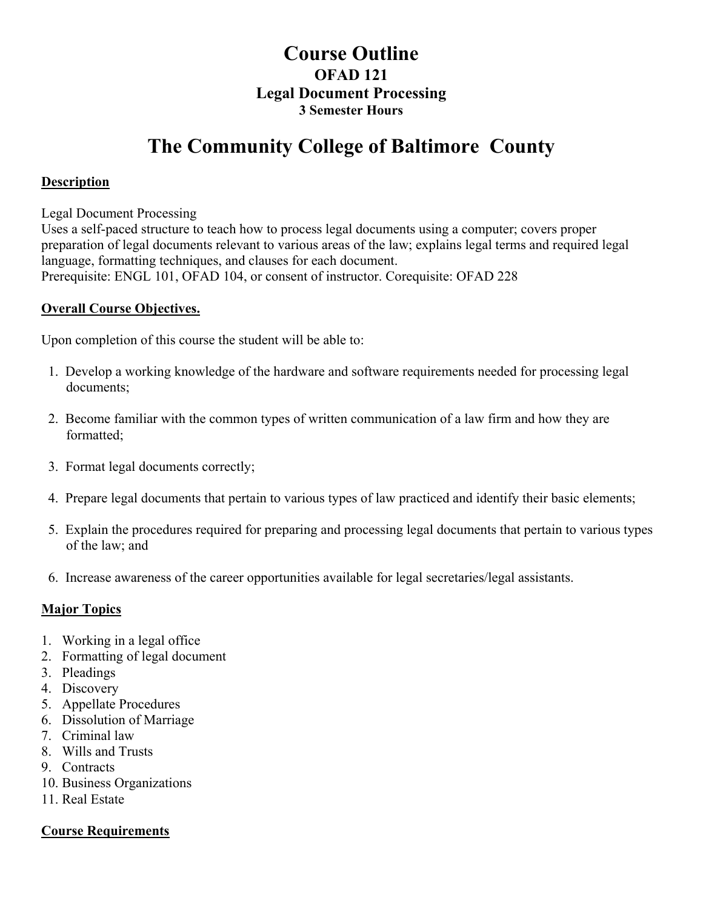# Course Outline

## OFAD 121

## Legal Document Processing

### 3 Semester Hours

# The Community College of Baltimore County

**Description**

Legal Document Processing
Uses a self-paced structure to teach how to process legal documents using a computer; covers proper preparation of legal documents relevant to various areas of the law; explains legal terms and required legal language, formatting techniques, and clauses for each document.
Prerequisite: ENGL 101, OFAD 104, or consent of instructor. Corequisite: OFAD 228

**Overall Course Objectives.**

Upon completion of this course the student will be able to:

1. Develop a working knowledge of the hardware and software requirements needed for processing legal documents;
2. Become familiar with the common types of written communication of a law firm and how they are formatted;
3. Format legal documents correctly;
4. Prepare legal documents that pertain to various types of law practiced and identify their basic elements;
5. Explain the procedures required for preparing and processing legal documents that pertain to various types of the law; and
6. Increase awareness of the career opportunities available for legal secretaries/legal assistants.

**Major Topics**

1. Working in a legal office
2. Formatting of legal document
3. Pleadings
4. Discovery
5. Appellate Procedures
6. Dissolution of Marriage
7. Criminal law
8. Wills and Trusts
9. Contracts
10. Business Organizations
11. Real Estate

**Course Requirements**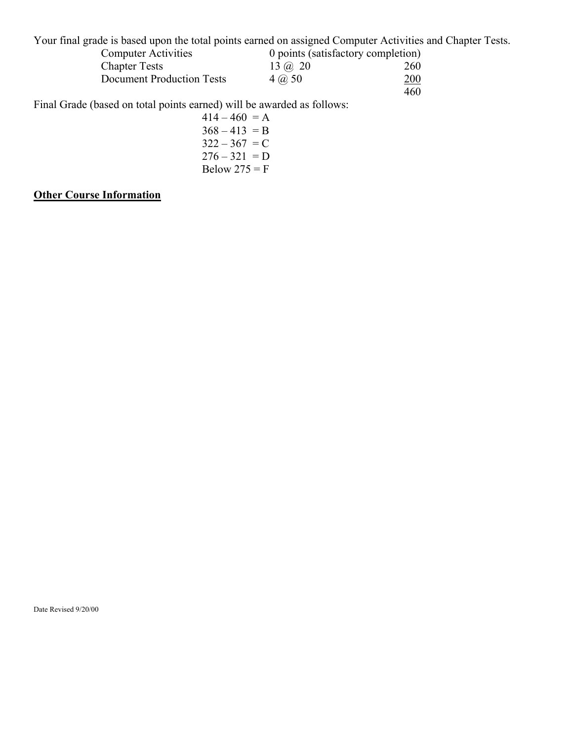Your final grade is based upon the total points earned on assigned Computer Activities and Chapter Tests.

| | | |
|---|---|---|
| Computer Activities | 0 points (satisfactory completion) | |
| Chapter Tests | 13 @ 20 | 260 |
| Document Production Tests | 4 @ 50 | 200 |
| | | 460 |

Final Grade (based on total points earned) will be awarded as follows:

414 – 460 = A
368 – 413 = B
322 – 367 = C
276 – 321 = D
Below 275 = F

**Other Course Information**

Date Revised 9/20/00